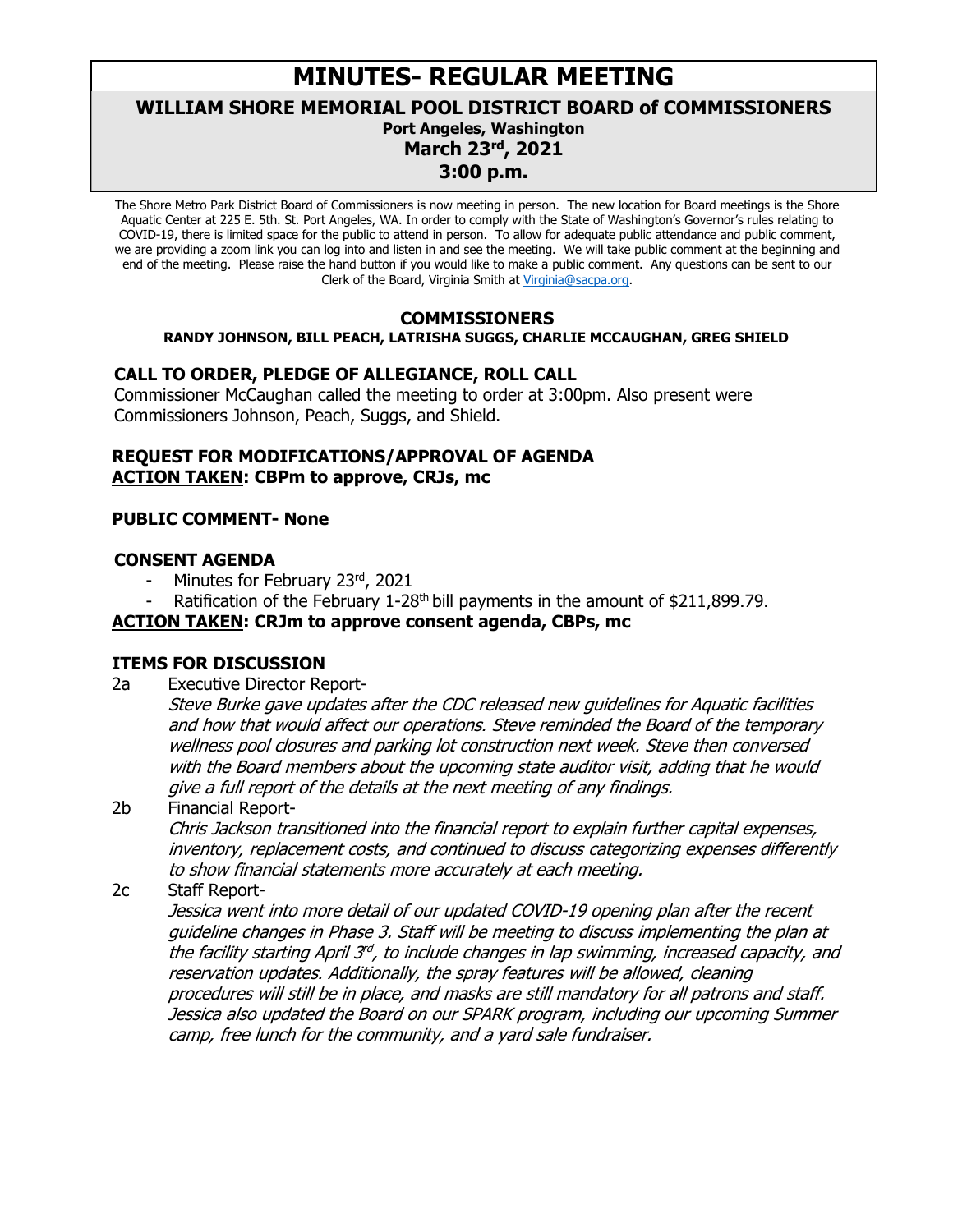# MINUTES- REGULAR MEETING

## WILLIAM SHORE MEMORIAL POOL DISTRICT BOARD of COMMISSIONERS

**Port Angeles, Washington**
**March 23rd, 2021**
**3:00 p.m.**

The Shore Metro Park District Board of Commissioners is now meeting in person. The new location for Board meetings is the Shore Aquatic Center at 225 E. 5th. St. Port Angeles, WA. In order to comply with the State of Washington's Governor's rules relating to COVID-19, there is limited space for the public to attend in person. To allow for adequate public attendance and public comment, we are providing a zoom link you can log into and listen in and see the meeting. We will take public comment at the beginning and end of the meeting. Please raise the hand button if you would like to make a public comment. Any questions can be sent to our Clerk of the Board, Virginia Smith at Virginia@sacpa.org.

### COMMISSIONERS

**RANDY JOHNSON, BILL PEACH, LATRISHA SUGGS, CHARLIE MCCAUGHAN, GREG SHIELD**

### CALL TO ORDER, PLEDGE OF ALLEGIANCE, ROLL CALL

Commissioner McCaughan called the meeting to order at 3:00pm. Also present were Commissioners Johnson, Peach, Suggs, and Shield.

### REQUEST FOR MODIFICATIONS/APPROVAL OF AGENDA

**ACTION TAKEN: CBPm to approve, CRJs, mc**

### PUBLIC COMMENT- None

### CONSENT AGENDA

- Minutes for February 23rd, 2021
- Ratification of the February 1-28th bill payments in the amount of $211,899.79.

**ACTION TAKEN: CRJm to approve consent agenda, CBPs, mc**

### ITEMS FOR DISCUSSION

2a Executive Director Report-

*Steve Burke gave updates after the CDC released new guidelines for Aquatic facilities and how that would affect our operations. Steve reminded the Board of the temporary wellness pool closures and parking lot construction next week. Steve then conversed with the Board members about the upcoming state auditor visit, adding that he would give a full report of the details at the next meeting of any findings.*

2b Financial Report-

*Chris Jackson transitioned into the financial report to explain further capital expenses, inventory, replacement costs, and continued to discuss categorizing expenses differently to show financial statements more accurately at each meeting.*

2c Staff Report-

*Jessica went into more detail of our updated COVID-19 opening plan after the recent guideline changes in Phase 3. Staff will be meeting to discuss implementing the plan at the facility starting April 3rd, to include changes in lap swimming, increased capacity, and reservation updates. Additionally, the spray features will be allowed, cleaning procedures will still be in place, and masks are still mandatory for all patrons and staff. Jessica also updated the Board on our SPARK program, including our upcoming Summer camp, free lunch for the community, and a yard sale fundraiser.*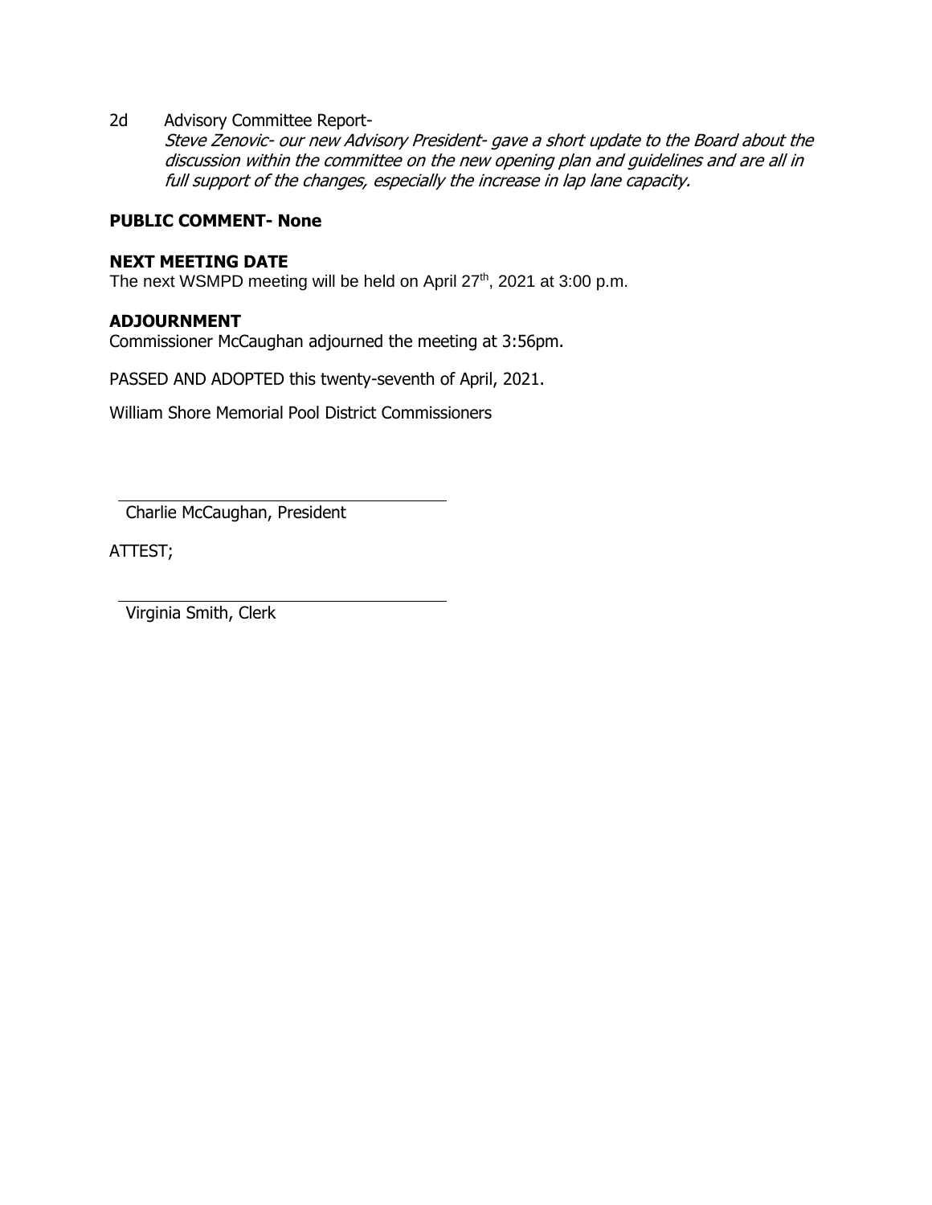2d Advisory Committee Report-

*Steve Zenovic- our new Advisory President- gave a short update to the Board about the discussion within the committee on the new opening plan and guidelines and are all in full support of the changes, especially the increase in lap lane capacity.*

**PUBLIC COMMENT- None**

**NEXT MEETING DATE**

The next WSMPD meeting will be held on April 27th, 2021 at 3:00 p.m.

**ADJOURNMENT**

Commissioner McCaughan adjourned the meeting at 3:56pm.

PASSED AND ADOPTED this twenty-seventh of April, 2021.

William Shore Memorial Pool District Commissioners

\_\_\_\_\_\_\_\_\_\_\_\_\_\_\_\_\_\_\_\_\_\_\_\_\_\_\_\_\_\_\_\_\_\_

Charlie McCaughan, President

ATTEST;

\_\_\_\_\_\_\_\_\_\_\_\_\_\_\_\_\_\_\_\_\_\_\_\_\_\_\_\_\_\_\_\_\_\_

Virginia Smith, Clerk